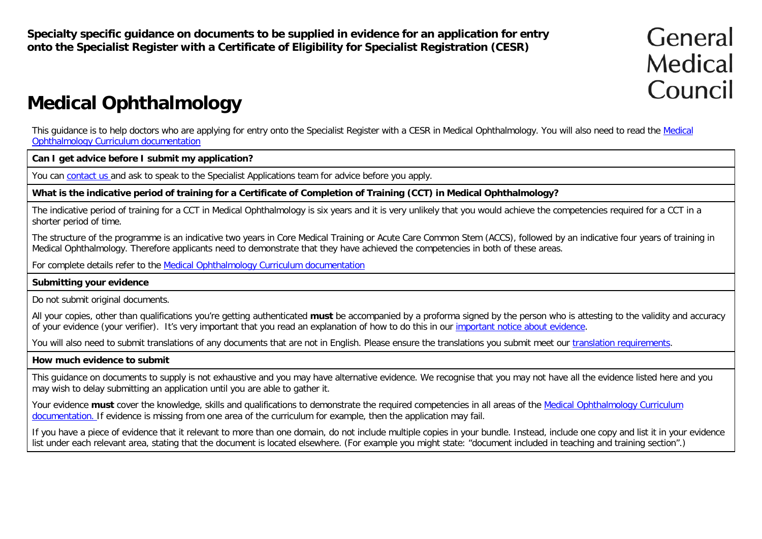**Specialty specific guidance on documents to be supplied in evidence for an application for entry onto the Specialist Register with a Certificate of Eligibility for Specialist Registration (CESR)**

General Medical Council

# Medical Ophthalmology

This guidance is to help doctors who are applying for entry onto the Specialist Register with a CESR in Medical Ophthalmology. You will also need to read the Medical Ophthalmology Curriculum documentation

**Can I get advice before I submit my application?**

You can contact us and ask to speak to the Specialist Applications team for advice before you apply.

**What is the indicative period of training for a Certificate of Completion of Training (CCT) in Medical Ophthalmology?**

The indicative period of training for a CCT in Medical Ophthalmology is six years and it is very unlikely that you would achieve the competencies required for a CCT in a shorter period of time.

The structure of the programme is an indicative two years in Core Medical Training or Acute Care Common Stem (ACCS), followed by an indicative four years of training in Medical Ophthalmology. Therefore applicants need to demonstrate that they have achieved the competencies in both of these areas.

For complete details refer to the Medical Ophthalmology Curriculum documentation

**Submitting your evidence**

Do not submit original documents.

All your copies, other than qualifications you're getting authenticated **must** be accompanied by a proforma signed by the person who is attesting to the validity and accuracy of your evidence (your verifier). It's very important that you read an explanation of how to do this in our important notice about evidence.

You will also need to submit translations of any documents that are not in English. Please ensure the translations you submit meet our translation requirements.

**How much evidence to submit**

This guidance on documents to supply is not exhaustive and you may have alternative evidence. We recognise that you may not have all the evidence listed here and you may wish to delay submitting an application until you are able to gather it.

Your evidence **must** cover the knowledge, skills and qualifications to demonstrate the required competencies in all areas of the Medical Ophthalmology Curriculum documentation. If evidence is missing from one area of the curriculum for example, then the application may fail.

If you have a piece of evidence that it relevant to more than one domain, do not include multiple copies in your bundle. Instead, include one copy and list it in your evidence list under each relevant area, stating that the document is located elsewhere. (For example you might state: "document included in teaching and training section".)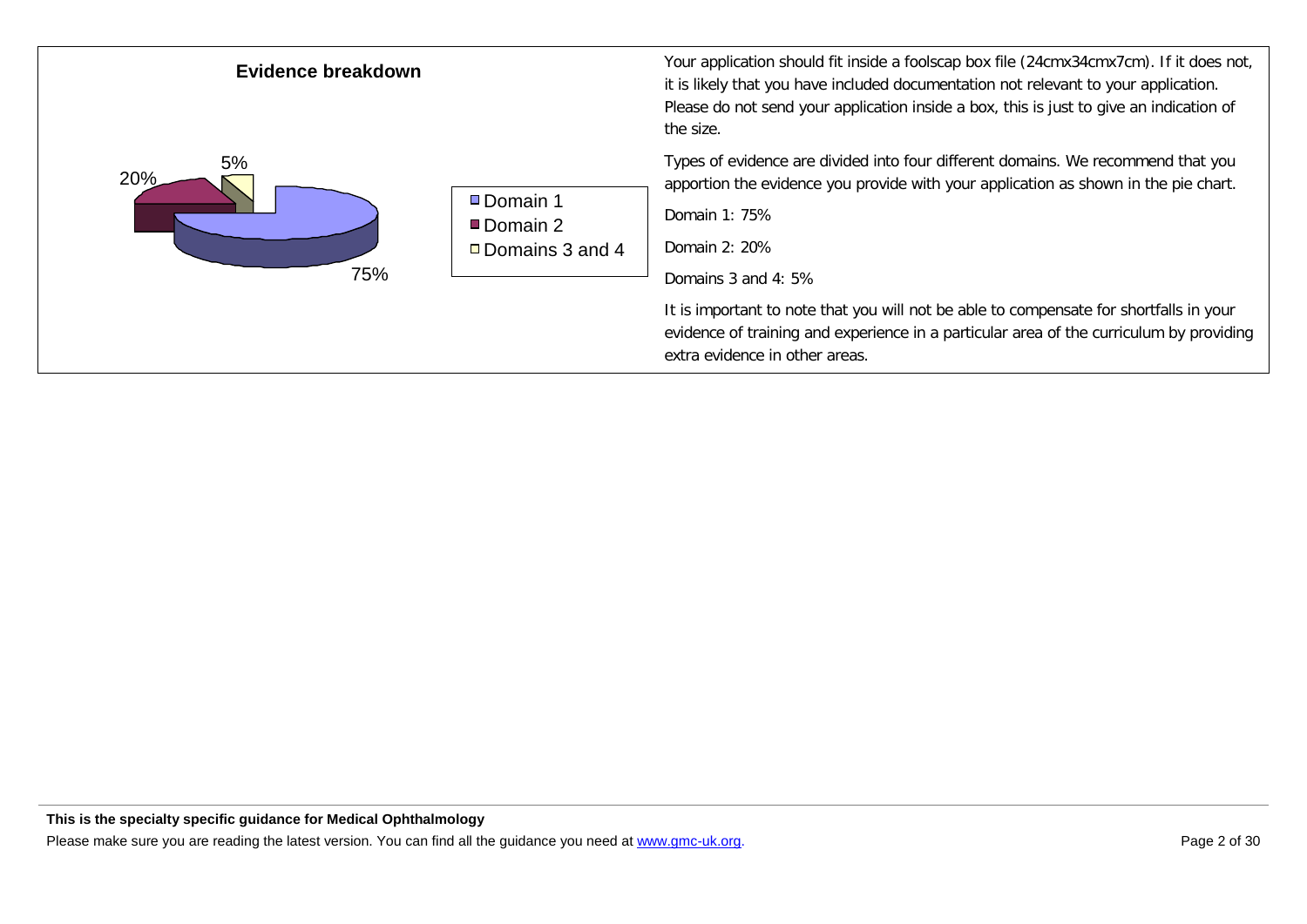**Evidence breakdown**

| Domain | Percentage |
|---|---|
| Domain 1 | 75% |
| Domain 2 | 20% |
| Domains 3 and 4 | 5% |

Your application should fit inside a foolscap box file (24cmx34cmx7cm). If it does not, it is likely that you have included documentation not relevant to your application. Please do not send your application inside a box, this is just to give an indication of the size.

Types of evidence are divided into four different domains. We recommend that you apportion the evidence you provide with your application as shown in the pie chart.

Domain 1: 75%

Domain 2: 20%

Domains 3 and 4: 5%

It is important to note that you will not be able to compensate for shortfalls in your evidence of training and experience in a particular area of the curriculum by providing extra evidence in other areas.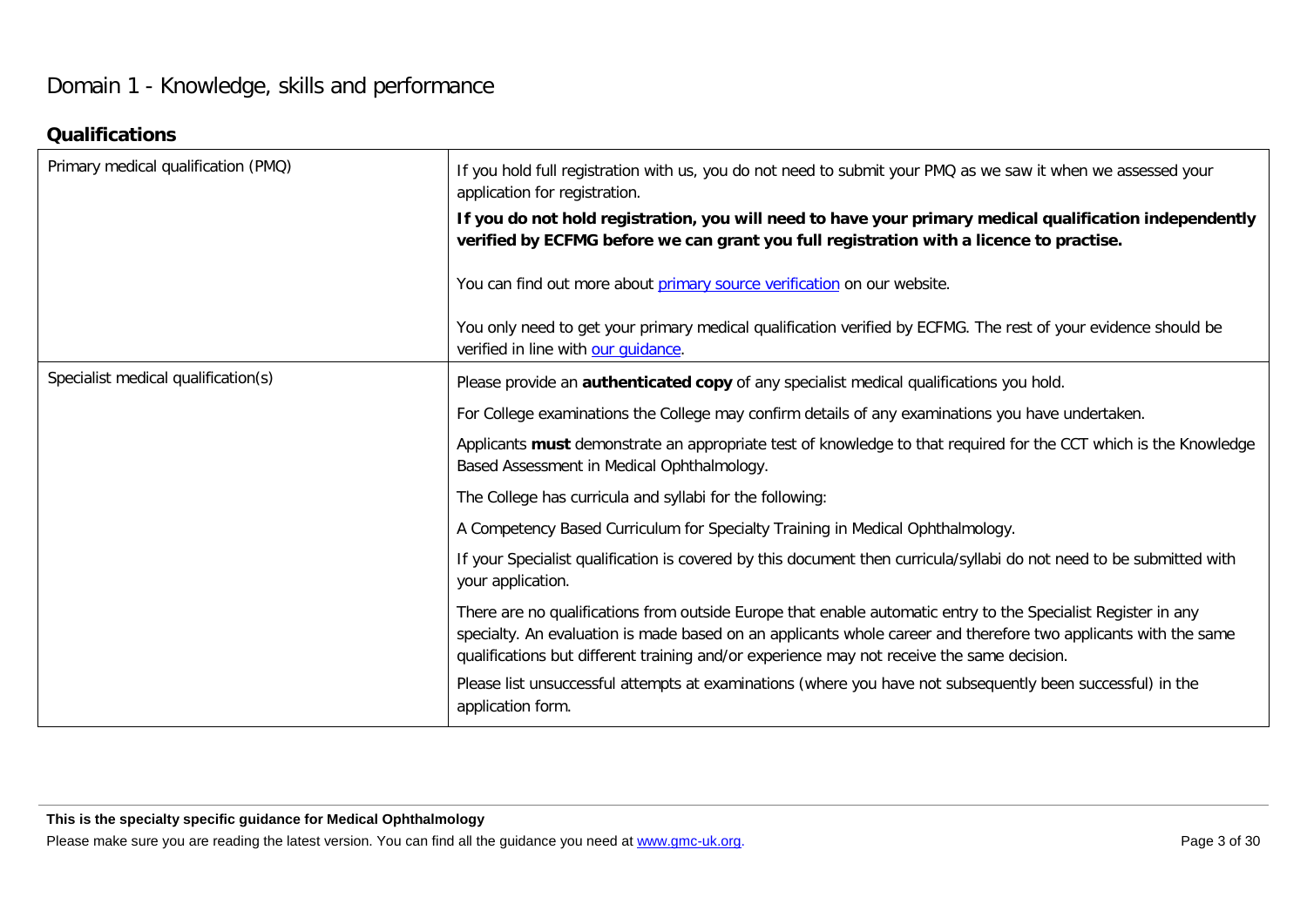# Domain 1 - Knowledge, skills and performance

## Qualifications

| | |
|---|---|
| Primary medical qualification (PMQ) | If you hold full registration with us, you do not need to submit your PMQ as we saw it when we assessed your application for registration.<br><br>**If you do not hold registration, you will need to have your primary medical qualification independently verified by ECFMG before we can grant you full registration with a licence to practise.**<br><br>You can find out more about [primary source verification](primary source verification) on our website.<br><br>You only need to get your primary medical qualification verified by ECFMG. The rest of your evidence should be verified in line with [our guidance](our guidance). |
| Specialist medical qualification(s) | Please provide an **authenticated copy** of any specialist medical qualifications you hold.<br><br>For College examinations the College may confirm details of any examinations you have undertaken.<br><br>Applicants **must** demonstrate an appropriate test of knowledge to that required for the CCT which is the Knowledge Based Assessment in Medical Ophthalmology.<br><br>The College has curricula and syllabi for the following:<br><br>A Competency Based Curriculum for Specialty Training in Medical Ophthalmology.<br><br>If your Specialist qualification is covered by this document then curricula/syllabi do not need to be submitted with your application.<br><br>There are no qualifications from outside Europe that enable automatic entry to the Specialist Register in any specialty. An evaluation is made based on an applicants whole career and therefore two applicants with the same qualifications but different training and/or experience may not receive the same decision.<br><br>Please list unsuccessful attempts at examinations (where you have not subsequently been successful) in the application form. |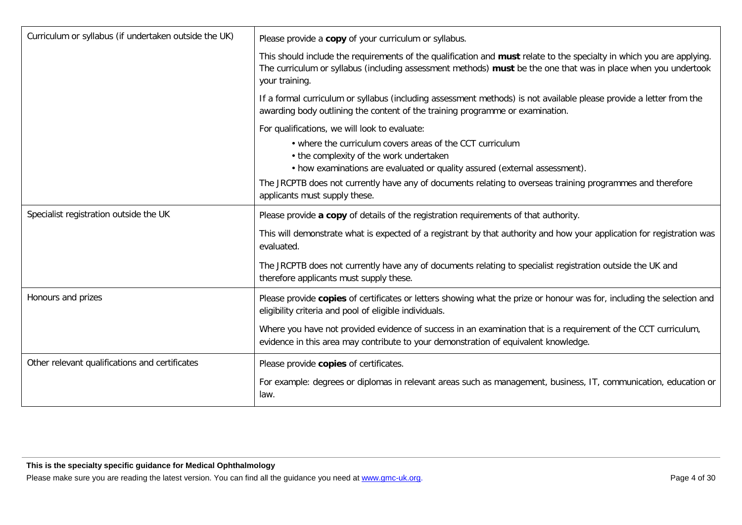| | |
|---|---|
| Curriculum or syllabus (if undertaken outside the UK) | Please provide a **copy** of your curriculum or syllabus.<br><br>This should include the requirements of the qualification and **must** relate to the specialty in which you are applying. The curriculum or syllabus (including assessment methods) **must** be the one that was in place when you undertook your training.<br><br>If a formal curriculum or syllabus (including assessment methods) is not available please provide a letter from the awarding body outlining the content of the training programme or examination.<br><br>For qualifications, we will look to evaluate:<br>• where the curriculum covers areas of the CCT curriculum<br>• the complexity of the work undertaken<br>• how examinations are evaluated or quality assured (external assessment).<br><br>The JRCPTB does not currently have any of documents relating to overseas training programmes and therefore applicants must supply these. |
| Specialist registration outside the UK | Please provide **a copy** of details of the registration requirements of that authority.<br><br>This will demonstrate what is expected of a registrant by that authority and how your application for registration was evaluated.<br><br>The JRCPTB does not currently have any of documents relating to specialist registration outside the UK and therefore applicants must supply these. |
| Honours and prizes | Please provide **copies** of certificates or letters showing what the prize or honour was for, including the selection and eligibility criteria and pool of eligible individuals.<br><br>Where you have not provided evidence of success in an examination that is a requirement of the CCT curriculum, evidence in this area may contribute to your demonstration of equivalent knowledge. |
| Other relevant qualifications and certificates | Please provide **copies** of certificates.<br><br>For example: degrees or diplomas in relevant areas such as management, business, IT, communication, education or law. |

**This is the specialty specific guidance for Medical Ophthalmology**

Please make sure you are reading the latest version. You can find all the guidance you need at www.gmc-uk.org.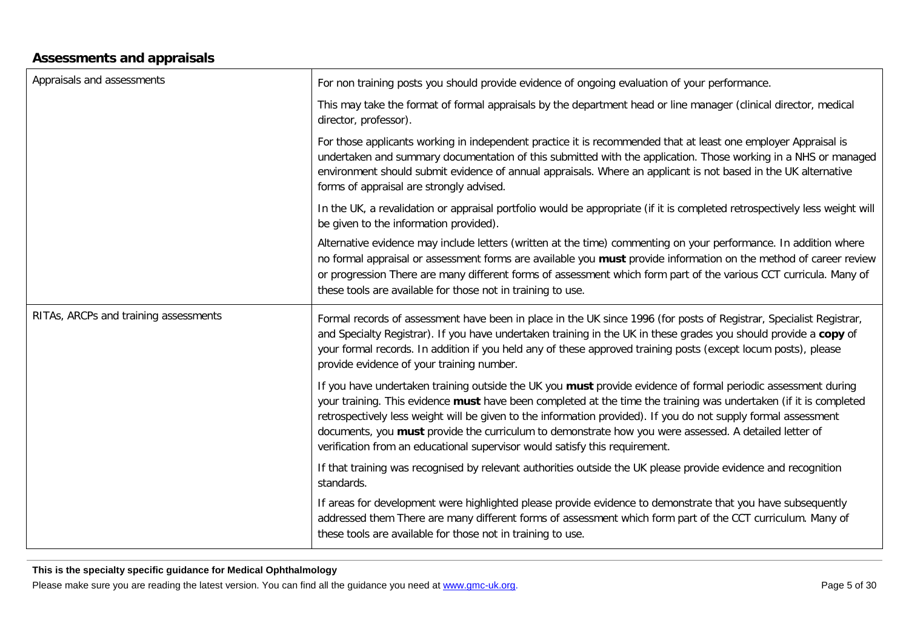## Assessments and appraisals

| | |
|---|---|
| Appraisals and assessments | For non training posts you should provide evidence of ongoing evaluation of your performance.<br><br>This may take the format of formal appraisals by the department head or line manager (clinical director, medical director, professor).<br><br>For those applicants working in independent practice it is recommended that at least one employer Appraisal is undertaken and summary documentation of this submitted with the application. Those working in a NHS or managed environment should submit evidence of annual appraisals. Where an applicant is not based in the UK alternative forms of appraisal are strongly advised.<br><br>In the UK, a revalidation or appraisal portfolio would be appropriate (if it is completed retrospectively less weight will be given to the information provided).<br><br>Alternative evidence may include letters (written at the time) commenting on your performance. In addition where no formal appraisal or assessment forms are available you **must** provide information on the method of career review or progression There are many different forms of assessment which form part of the various CCT curricula. Many of these tools are available for those not in training to use. |
| RITAs, ARCPs and training assessments | Formal records of assessment have been in place in the UK since 1996 (for posts of Registrar, Specialist Registrar, and Specialty Registrar). If you have undertaken training in the UK in these grades you should provide a **copy** of your formal records. In addition if you held any of these approved training posts (except locum posts), please provide evidence of your training number.<br><br>If you have undertaken training outside the UK you **must** provide evidence of formal periodic assessment during your training. This evidence **must** have been completed at the time the training was undertaken (if it is completed retrospectively less weight will be given to the information provided). If you do not supply formal assessment documents, you **must** provide the curriculum to demonstrate how you were assessed. A detailed letter of verification from an educational supervisor would satisfy this requirement.<br><br>If that training was recognised by relevant authorities outside the UK please provide evidence and recognition standards.<br><br>If areas for development were highlighted please provide evidence to demonstrate that you have subsequently addressed them There are many different forms of assessment which form part of the CCT curriculum. Many of these tools are available for those not in training to use. |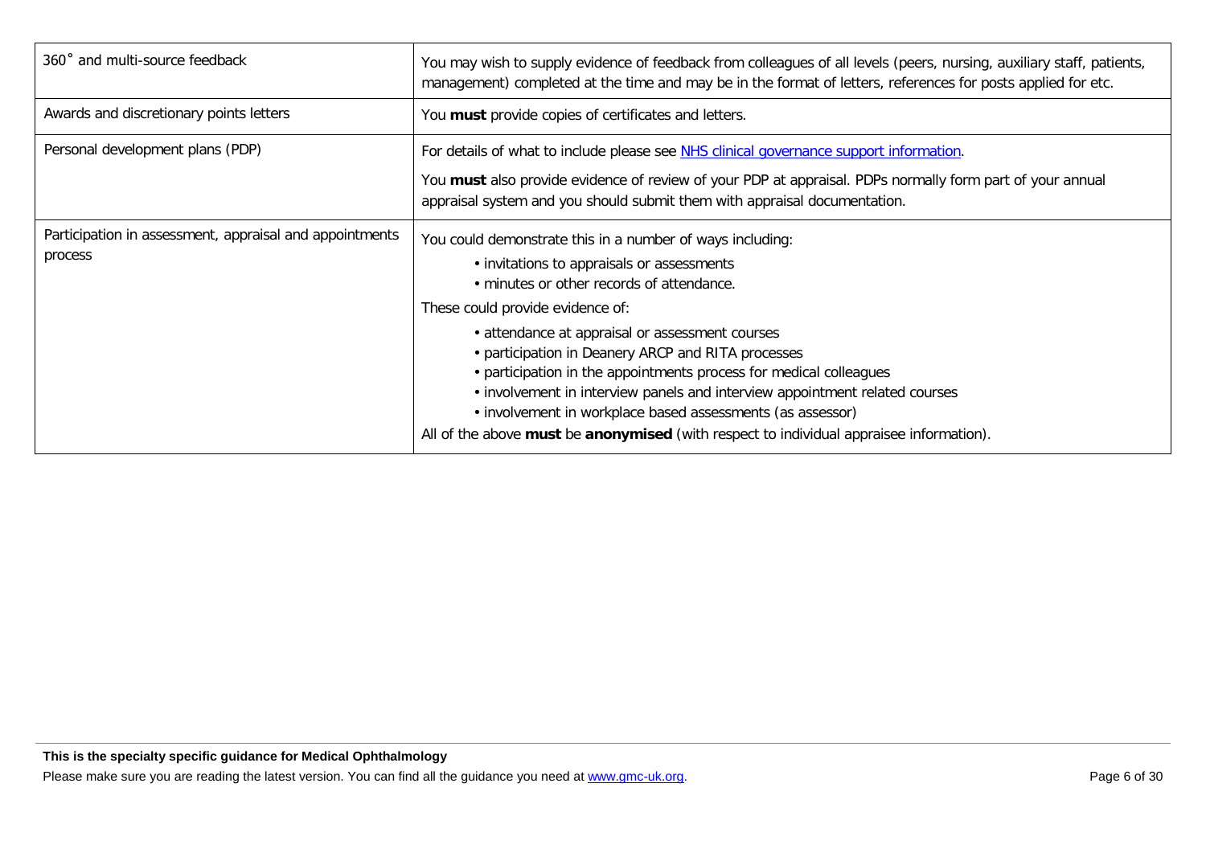| | |
|---|---|
| 360˚ and multi-source feedback | You may wish to supply evidence of feedback from colleagues of all levels (peers, nursing, auxiliary staff, patients, management) completed at the time and may be in the format of letters, references for posts applied for etc. |
| Awards and discretionary points letters | You **must** provide copies of certificates and letters. |
| Personal development plans (PDP) | For details of what to include please see [NHS clinical governance support information](). <br><br> You **must** also provide evidence of review of your PDP at appraisal. PDPs normally form part of your annual appraisal system and you should submit them with appraisal documentation. |
| Participation in assessment, appraisal and appointments process | You could demonstrate this in a number of ways including: <br> • invitations to appraisals or assessments <br> • minutes or other records of attendance. <br> These could provide evidence of: <br> • attendance at appraisal or assessment courses <br> • participation in Deanery ARCP and RITA processes <br> • participation in the appointments process for medical colleagues <br> • involvement in interview panels and interview appointment related courses <br> • involvement in workplace based assessments (as assessor) <br> All of the above **must** be **anonymised** (with respect to individual appraisee information). |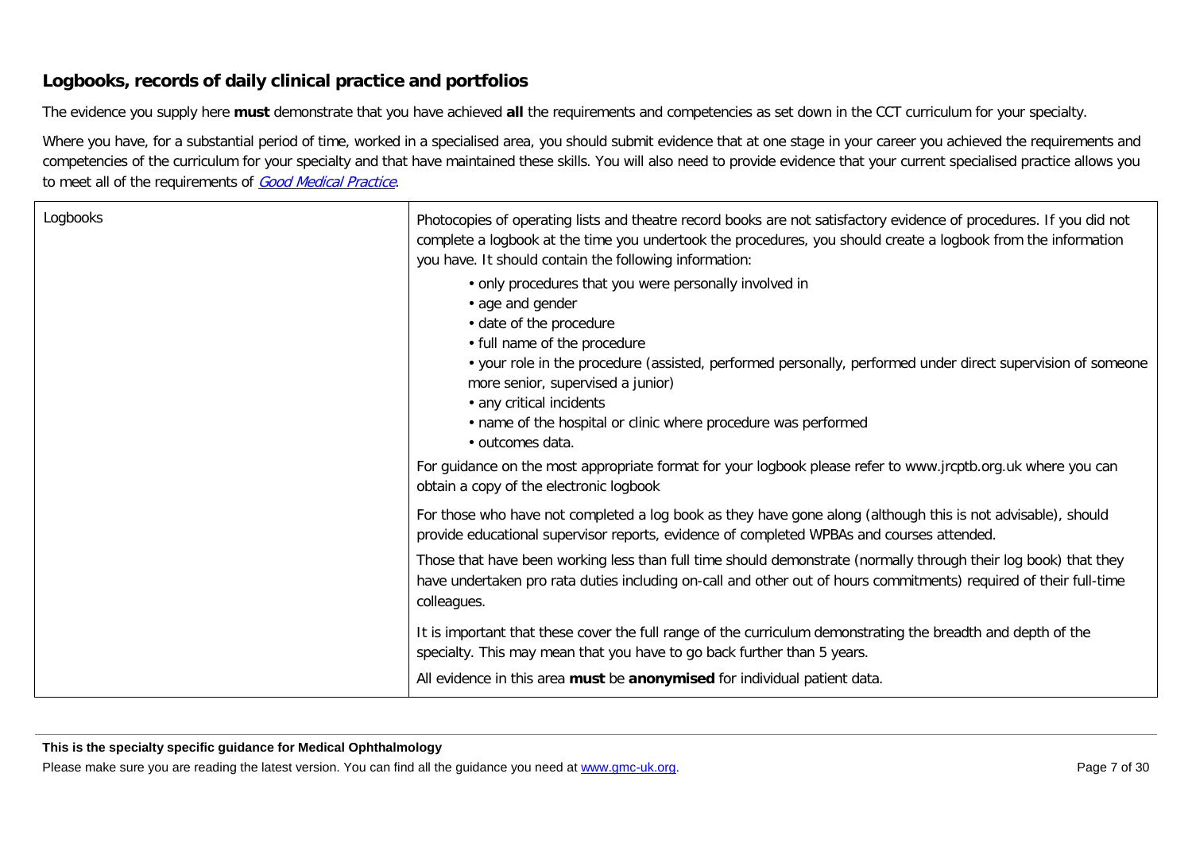## Logbooks, records of daily clinical practice and portfolios

The evidence you supply here **must** demonstrate that you have achieved **all** the requirements and competencies as set down in the CCT curriculum for your specialty.

Where you have, for a substantial period of time, worked in a specialised area, you should submit evidence that at one stage in your career you achieved the requirements and competencies of the curriculum for your specialty and that have maintained these skills. You will also need to provide evidence that your current specialised practice allows you to meet all of the requirements of *Good Medical Practice*.

| | |
|---|---|
| Logbooks | Photocopies of operating lists and theatre record books are not satisfactory evidence of procedures. If you did not complete a logbook at the time you undertook the procedures, you should create a logbook from the information you have. It should contain the following information:<br>• only procedures that you were personally involved in<br>• age and gender<br>• date of the procedure<br>• full name of the procedure<br>• your role in the procedure (assisted, performed personally, performed under direct supervision of someone more senior, supervised a junior)<br>• any critical incidents<br>• name of the hospital or clinic where procedure was performed<br>• outcomes data.<br><br>For guidance on the most appropriate format for your logbook please refer to www.jrcptb.org.uk where you can obtain a copy of the electronic logbook<br><br>For those who have not completed a log book as they have gone along (although this is not advisable), should provide educational supervisor reports, evidence of completed WPBAs and courses attended.<br><br>Those that have been working less than full time should demonstrate (normally through their log book) that they have undertaken pro rata duties including on-call and other out of hours commitments) required of their full-time colleagues.<br><br>It is important that these cover the full range of the curriculum demonstrating the breadth and depth of the specialty. This may mean that you have to go back further than 5 years.<br><br>All evidence in this area **must** be **anonymised** for individual patient data. |

**This is the specialty specific guidance for Medical Ophthalmology**

Please make sure you are reading the latest version. You can find all the guidance you need at www.gmc-uk.org.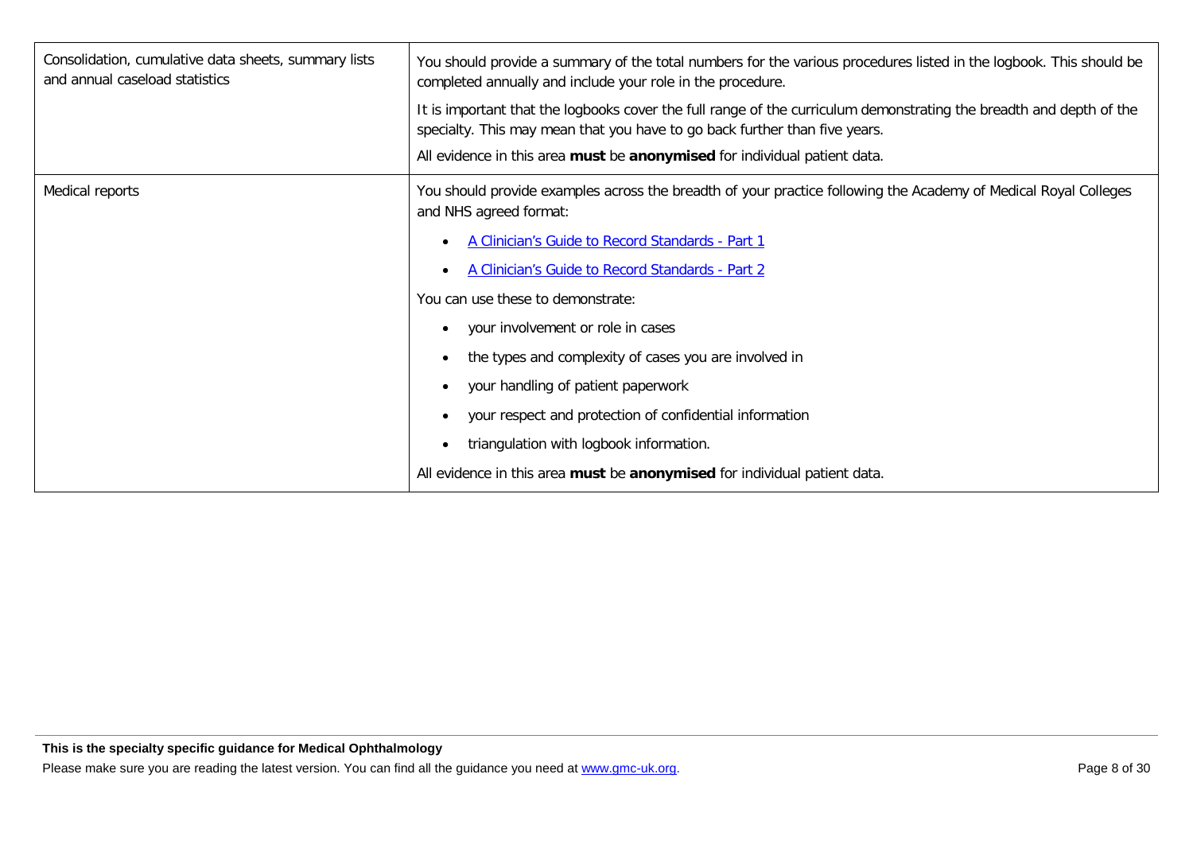| | |
|---|---|
| Consolidation, cumulative data sheets, summary lists and annual caseload statistics | You should provide a summary of the total numbers for the various procedures listed in the logbook. This should be completed annually and include your role in the procedure.<br><br>It is important that the logbooks cover the full range of the curriculum demonstrating the breadth and depth of the specialty. This may mean that you have to go back further than five years.<br><br>All evidence in this area **must** be **anonymised** for individual patient data. |
| Medical reports | You should provide examples across the breadth of your practice following the Academy of Medical Royal Colleges and NHS agreed format:<br><br>• A Clinician's Guide to Record Standards - Part 1<br>• A Clinician's Guide to Record Standards - Part 2<br><br>You can use these to demonstrate:<br><br>• your involvement or role in cases<br>• the types and complexity of cases you are involved in<br>• your handling of patient paperwork<br>• your respect and protection of confidential information<br>• triangulation with logbook information.<br><br>All evidence in this area **must** be **anonymised** for individual patient data. |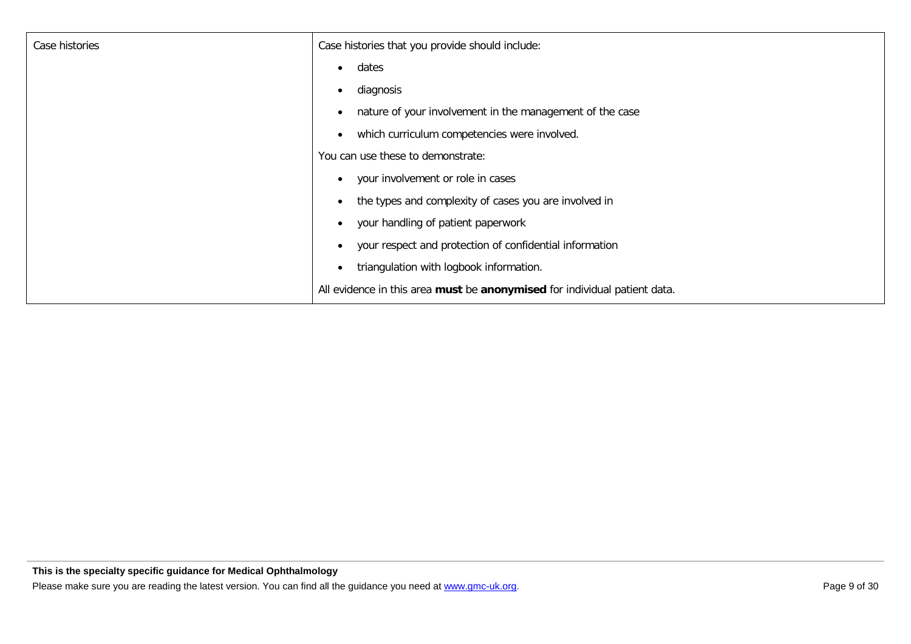| Case histories | Case histories that you provide should include:<br><br>- dates<br>- diagnosis<br>- nature of your involvement in the management of the case<br>- which curriculum competencies were involved.<br><br>You can use these to demonstrate:<br><br>- your involvement or role in cases<br>- the types and complexity of cases you are involved in<br>- your handling of patient paperwork<br>- your respect and protection of confidential information<br>- triangulation with logbook information.<br><br>All evidence in this area **must** be **anonymised** for individual patient data. |
|---|---|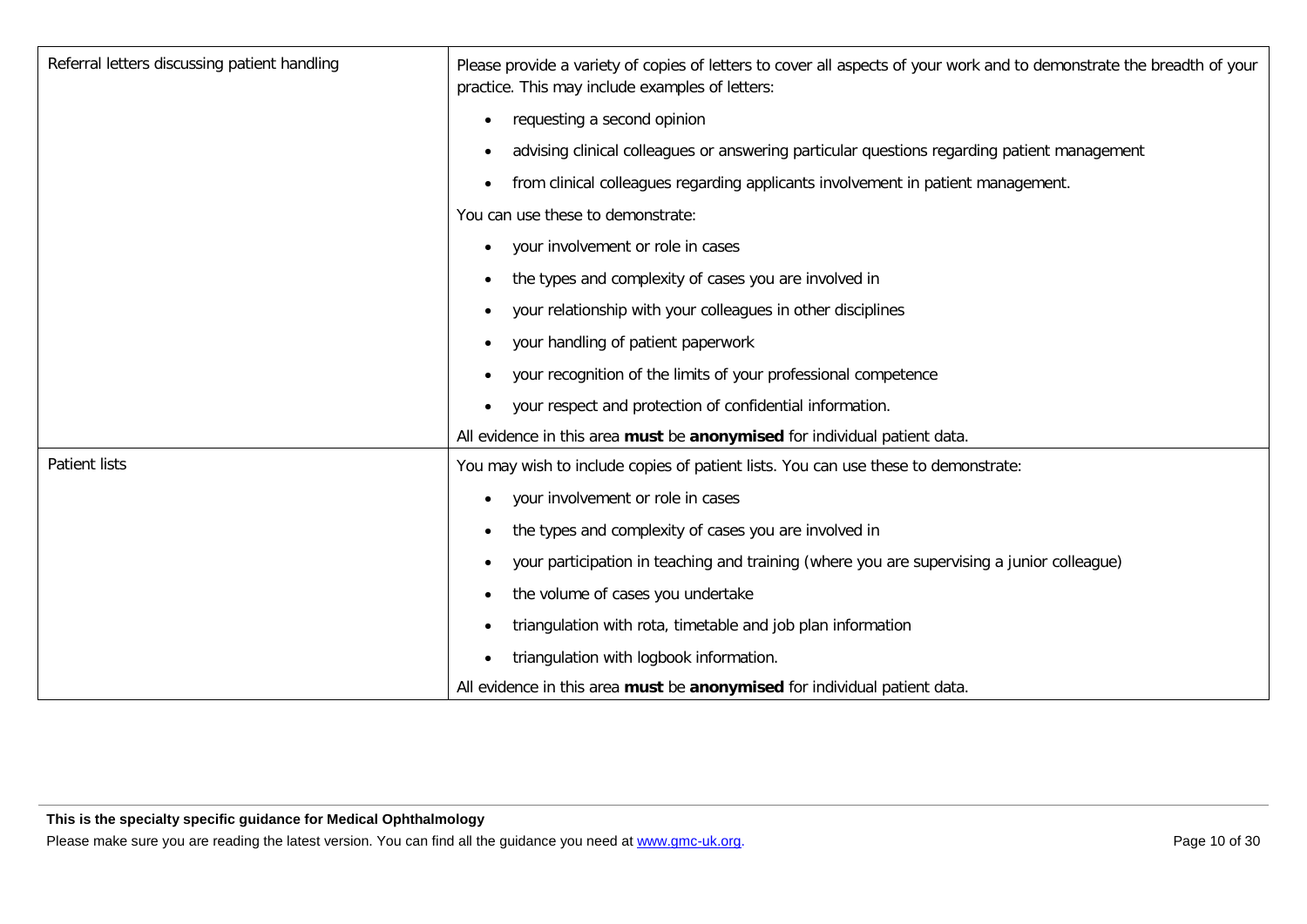| | |
|---|---|
| Referral letters discussing patient handling | Please provide a variety of copies of letters to cover all aspects of your work and to demonstrate the breadth of your practice. This may include examples of letters:<br>• requesting a second opinion<br>• advising clinical colleagues or answering particular questions regarding patient management<br>• from clinical colleagues regarding applicants involvement in patient management.<br>You can use these to demonstrate:<br>• your involvement or role in cases<br>• the types and complexity of cases you are involved in<br>• your relationship with your colleagues in other disciplines<br>• your handling of patient paperwork<br>• your recognition of the limits of your professional competence<br>• your respect and protection of confidential information.<br>All evidence in this area **must** be **anonymised** for individual patient data. |
| Patient lists | You may wish to include copies of patient lists. You can use these to demonstrate:<br>• your involvement or role in cases<br>• the types and complexity of cases you are involved in<br>• your participation in teaching and training (where you are supervising a junior colleague)<br>• the volume of cases you undertake<br>• triangulation with rota, timetable and job plan information<br>• triangulation with logbook information.<br>All evidence in this area **must** be **anonymised** for individual patient data. |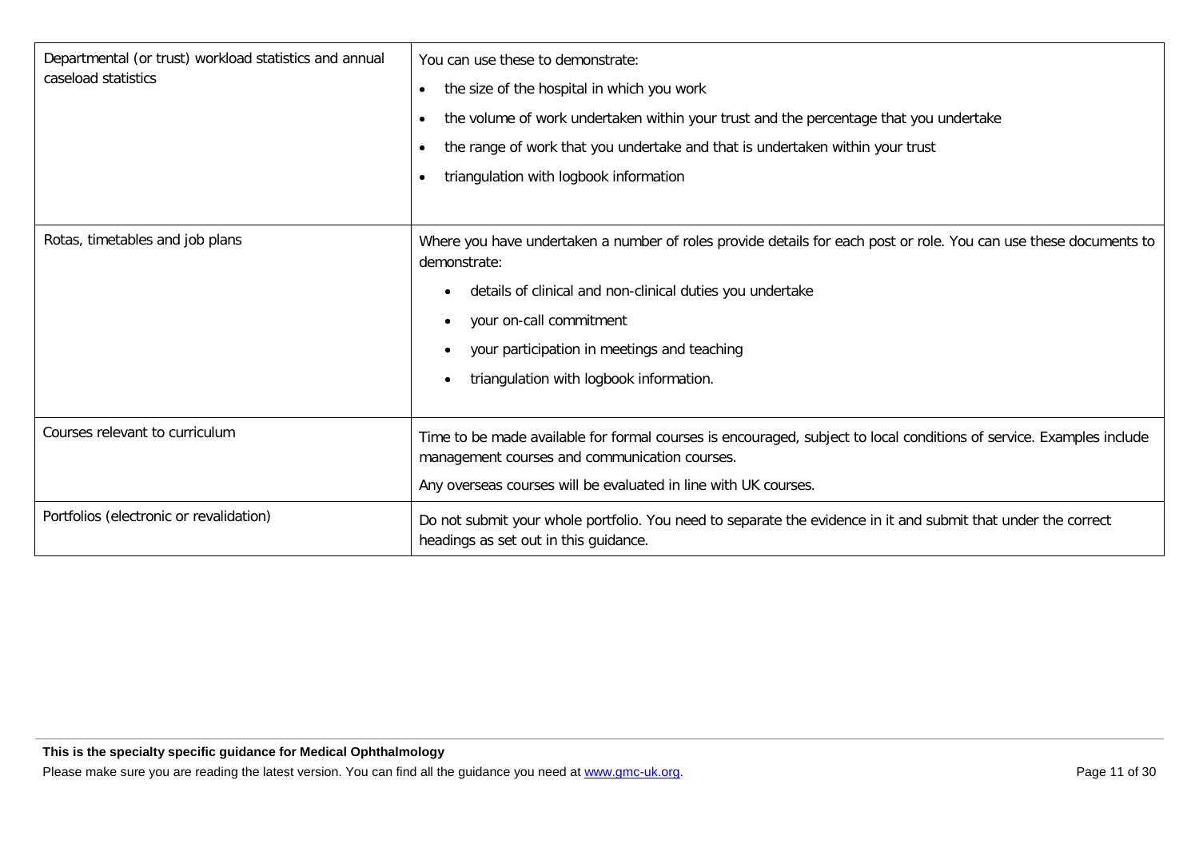| | |
|---|---|
| Departmental (or trust) workload statistics and annual caseload statistics | You can use these to demonstrate:<br>• the size of the hospital in which you work<br>• the volume of work undertaken within your trust and the percentage that you undertake<br>• the range of work that you undertake and that is undertaken within your trust<br>• triangulation with logbook information |
| Rotas, timetables and job plans | Where you have undertaken a number of roles provide details for each post or role. You can use these documents to demonstrate:<br>• details of clinical and non-clinical duties you undertake<br>• your on-call commitment<br>• your participation in meetings and teaching<br>• triangulation with logbook information. |
| Courses relevant to curriculum | Time to be made available for formal courses is encouraged, subject to local conditions of service. Examples include management courses and communication courses.<br>Any overseas courses will be evaluated in line with UK courses. |
| Portfolios (electronic or revalidation) | Do not submit your whole portfolio. You need to separate the evidence in it and submit that under the correct headings as set out in this guidance. |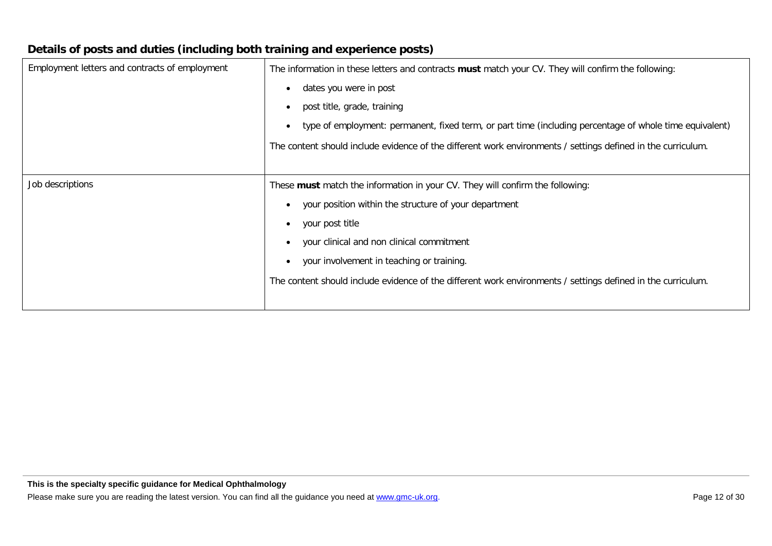## Details of posts and duties (including both training and experience posts)

| | |
|---|---|
| Employment letters and contracts of employment | The information in these letters and contracts **must** match your CV. They will confirm the following:<br>• dates you were in post<br>• post title, grade, training<br>• type of employment: permanent, fixed term, or part time (including percentage of whole time equivalent)<br><br>The content should include evidence of the different work environments / settings defined in the curriculum. |
| Job descriptions | These **must** match the information in your CV. They will confirm the following:<br>• your position within the structure of your department<br>• your post title<br>• your clinical and non clinical commitment<br>• your involvement in teaching or training.<br><br>The content should include evidence of the different work environments / settings defined in the curriculum. |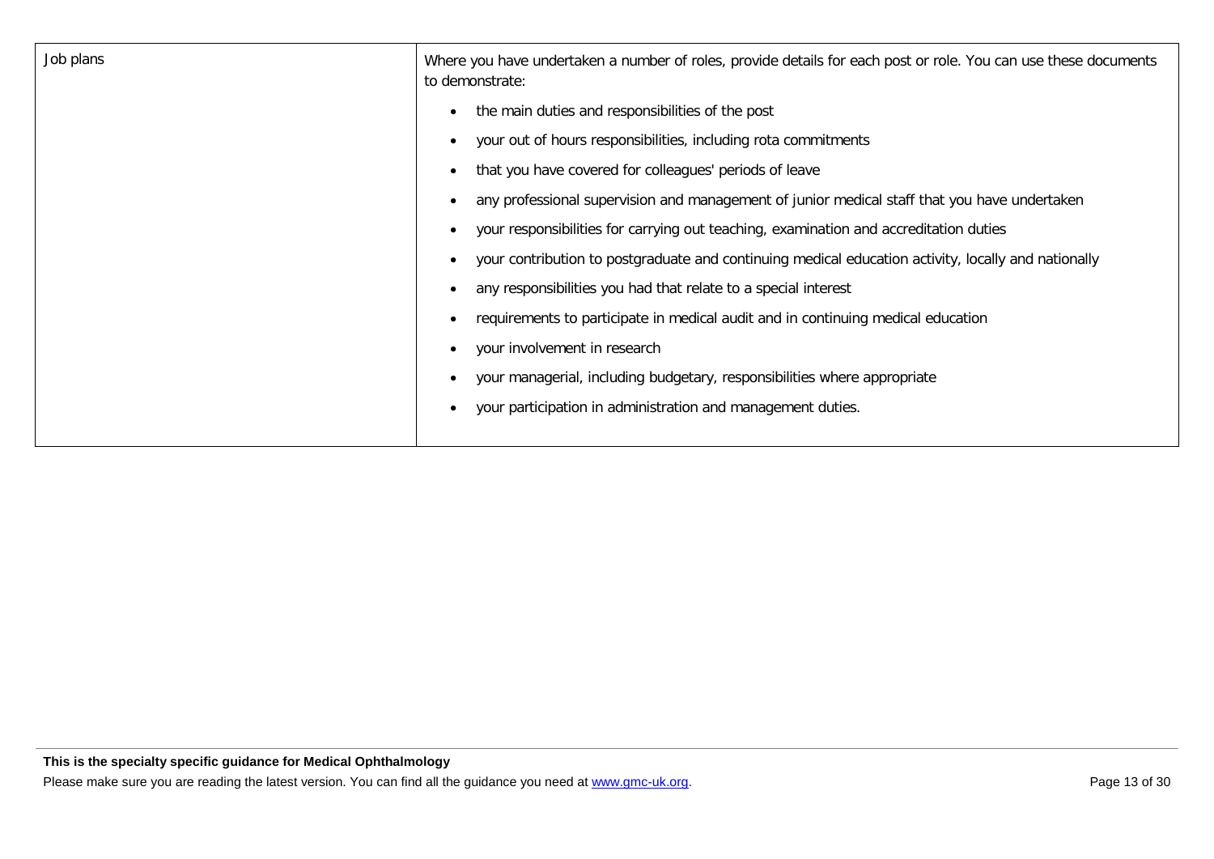| | |
|---|---|
| Job plans | Where you have undertaken a number of roles, provide details for each post or role. You can use these documents to demonstrate:<br>• the main duties and responsibilities of the post<br>• your out of hours responsibilities, including rota commitments<br>• that you have covered for colleagues' periods of leave<br>• any professional supervision and management of junior medical staff that you have undertaken<br>• your responsibilities for carrying out teaching, examination and accreditation duties<br>• your contribution to postgraduate and continuing medical education activity, locally and nationally<br>• any responsibilities you had that relate to a special interest<br>• requirements to participate in medical audit and in continuing medical education<br>• your involvement in research<br>• your managerial, including budgetary, responsibilities where appropriate<br>• your participation in administration and management duties. |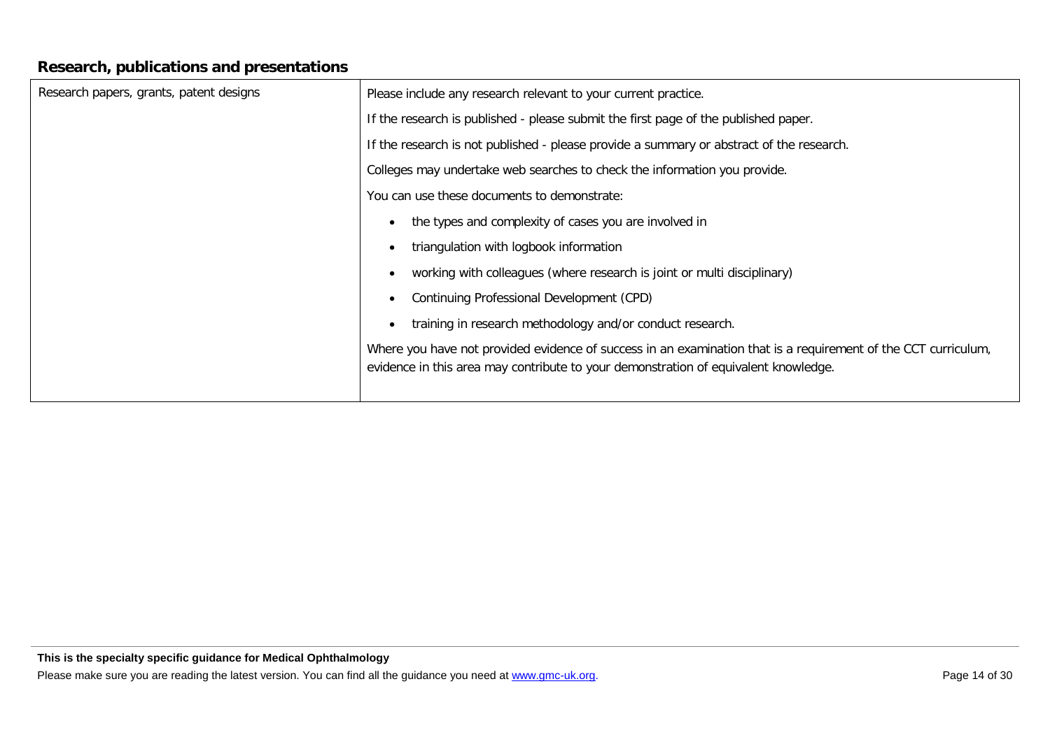## Research, publications and presentations

| Research papers, grants, patent designs | Please include any research relevant to your current practice.<br><br>If the research is published - please submit the first page of the published paper.<br><br>If the research is not published - please provide a summary or abstract of the research.<br><br>Colleges may undertake web searches to check the information you provide.<br><br>You can use these documents to demonstrate:<br><br>• the types and complexity of cases you are involved in<br>• triangulation with logbook information<br>• working with colleagues (where research is joint or multi disciplinary)<br>• Continuing Professional Development (CPD)<br>• training in research methodology and/or conduct research.<br><br>Where you have not provided evidence of success in an examination that is a requirement of the CCT curriculum, evidence in this area may contribute to your demonstration of equivalent knowledge. |
|---|---|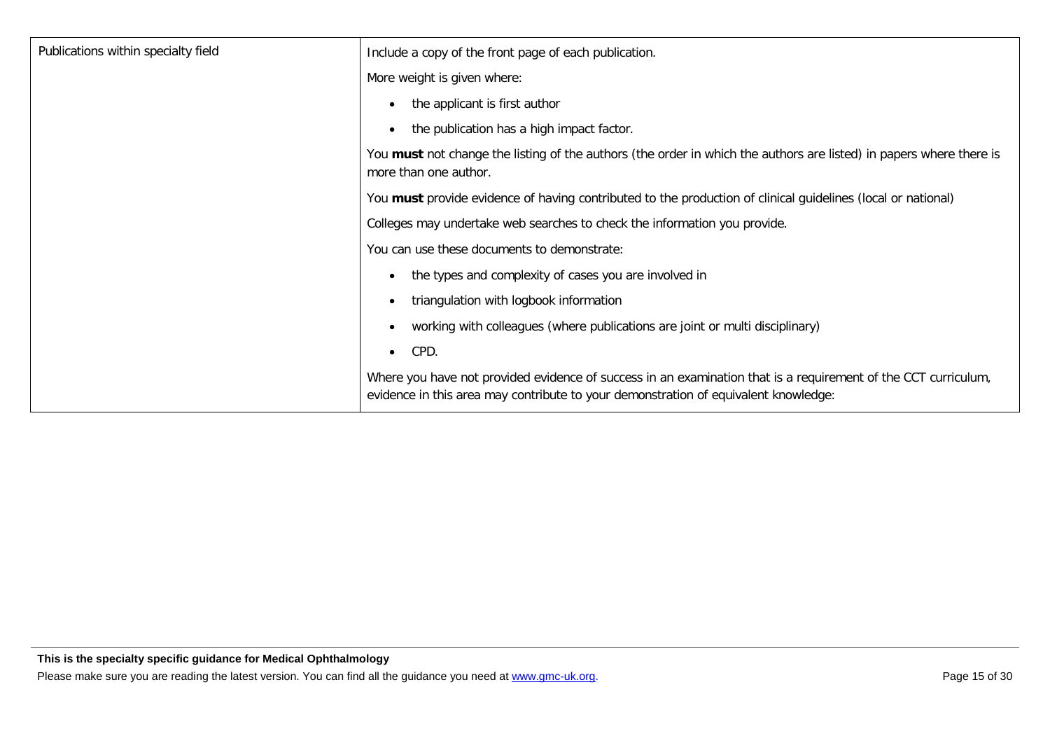| | |
|---|---|
| Publications within specialty field | Include a copy of the front page of each publication.<br><br>More weight is given where:<br><br>• the applicant is first author<br>• the publication has a high impact factor.<br><br>You **must** not change the listing of the authors (the order in which the authors are listed) in papers where there is more than one author.<br><br>You **must** provide evidence of having contributed to the production of clinical guidelines (local or national)<br><br>Colleges may undertake web searches to check the information you provide.<br><br>You can use these documents to demonstrate:<br><br>• the types and complexity of cases you are involved in<br>• triangulation with logbook information<br>• working with colleagues (where publications are joint or multi disciplinary)<br>• CPD.<br><br>Where you have not provided evidence of success in an examination that is a requirement of the CCT curriculum, evidence in this area may contribute to your demonstration of equivalent knowledge: |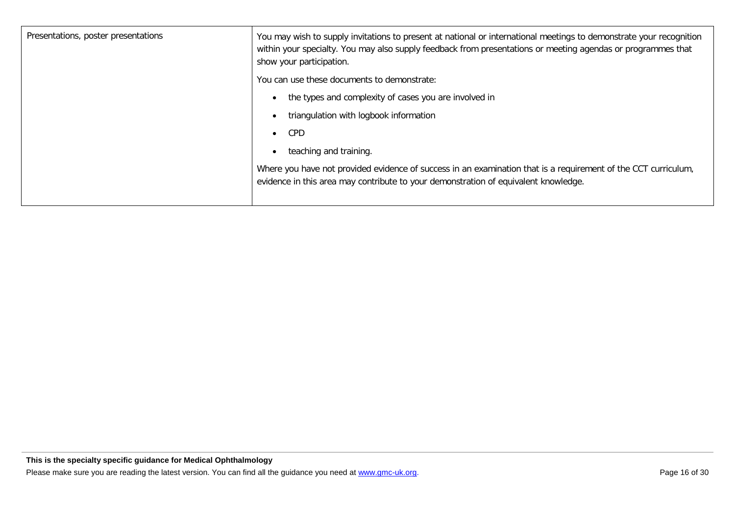| | |
|---|---|
| Presentations, poster presentations | You may wish to supply invitations to present at national or international meetings to demonstrate your recognition within your specialty. You may also supply feedback from presentations or meeting agendas or programmes that show your participation.<br><br>You can use these documents to demonstrate:<br><br>• the types and complexity of cases you are involved in<br>• triangulation with logbook information<br>• CPD<br>• teaching and training.<br><br>Where you have not provided evidence of success in an examination that is a requirement of the CCT curriculum, evidence in this area may contribute to your demonstration of equivalent knowledge. |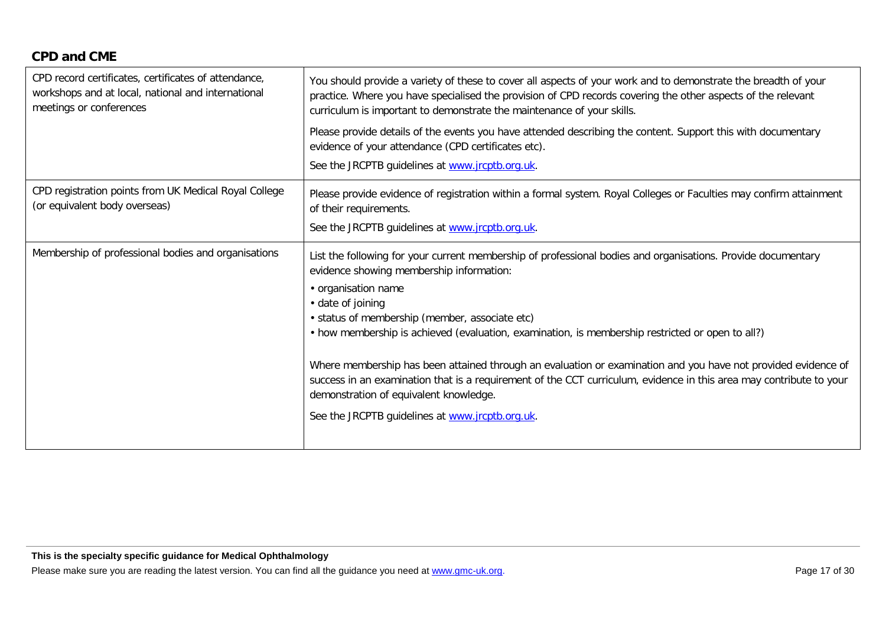## CPD and CME

| | |
|---|---|
| CPD record certificates, certificates of attendance, workshops and at local, national and international meetings or conferences | You should provide a variety of these to cover all aspects of your work and to demonstrate the breadth of your practice. Where you have specialised the provision of CPD records covering the other aspects of the relevant curriculum is important to demonstrate the maintenance of your skills.<br><br>Please provide details of the events you have attended describing the content. Support this with documentary evidence of your attendance (CPD certificates etc).<br><br>See the JRCPTB guidelines at [www.jrcptb.org.uk](http://www.jrcptb.org.uk). |
| CPD registration points from UK Medical Royal College (or equivalent body overseas) | Please provide evidence of registration within a formal system. Royal Colleges or Faculties may confirm attainment of their requirements.<br><br>See the JRCPTB guidelines at [www.jrcptb.org.uk](http://www.jrcptb.org.uk). |
| Membership of professional bodies and organisations | List the following for your current membership of professional bodies and organisations. Provide documentary evidence showing membership information:<br><br>• organisation name<br>• date of joining<br>• status of membership (member, associate etc)<br>• how membership is achieved (evaluation, examination, is membership restricted or open to all?)<br><br>Where membership has been attained through an evaluation or examination and you have not provided evidence of success in an examination that is a requirement of the CCT curriculum, evidence in this area may contribute to your demonstration of equivalent knowledge.<br><br>See the JRCPTB guidelines at [www.jrcptb.org.uk](http://www.jrcptb.org.uk). |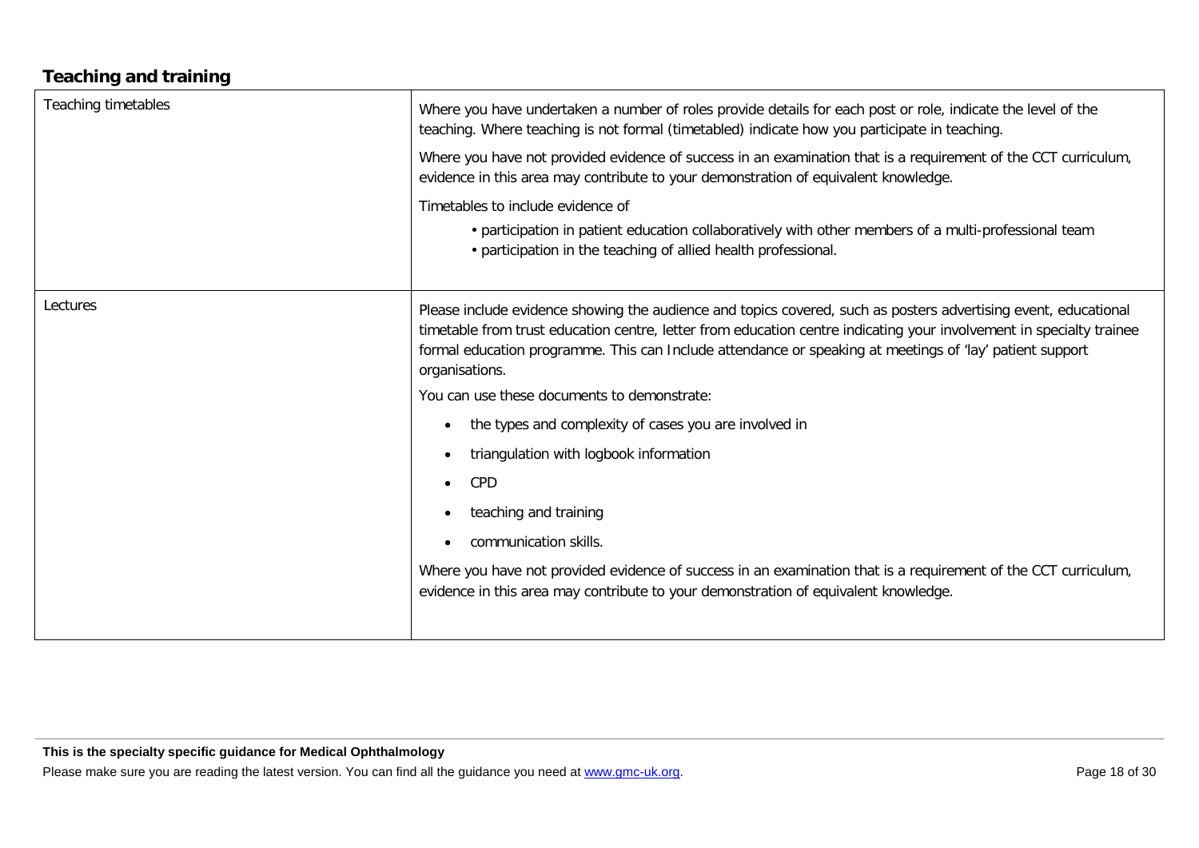## Teaching and training

| | |
|---|---|
| Teaching timetables | Where you have undertaken a number of roles provide details for each post or role, indicate the level of the teaching. Where teaching is not formal (timetabled) indicate how you participate in teaching.<br><br>Where you have not provided evidence of success in an examination that is a requirement of the CCT curriculum, evidence in this area may contribute to your demonstration of equivalent knowledge.<br><br>Timetables to include evidence of<br>• participation in patient education collaboratively with other members of a multi-professional team<br>• participation in the teaching of allied health professional. |
| Lectures | Please include evidence showing the audience and topics covered, such as posters advertising event, educational timetable from trust education centre, letter from education centre indicating your involvement in specialty trainee formal education programme. This can Include attendance or speaking at meetings of 'lay' patient support organisations.<br><br>You can use these documents to demonstrate:<br>• the types and complexity of cases you are involved in<br>• triangulation with logbook information<br>• CPD<br>• teaching and training<br>• communication skills.<br><br>Where you have not provided evidence of success in an examination that is a requirement of the CCT curriculum, evidence in this area may contribute to your demonstration of equivalent knowledge. |

**This is the specialty specific guidance for Medical Ophthalmology**

Please make sure you are reading the latest version. You can find all the guidance you need at www.gmc-uk.org.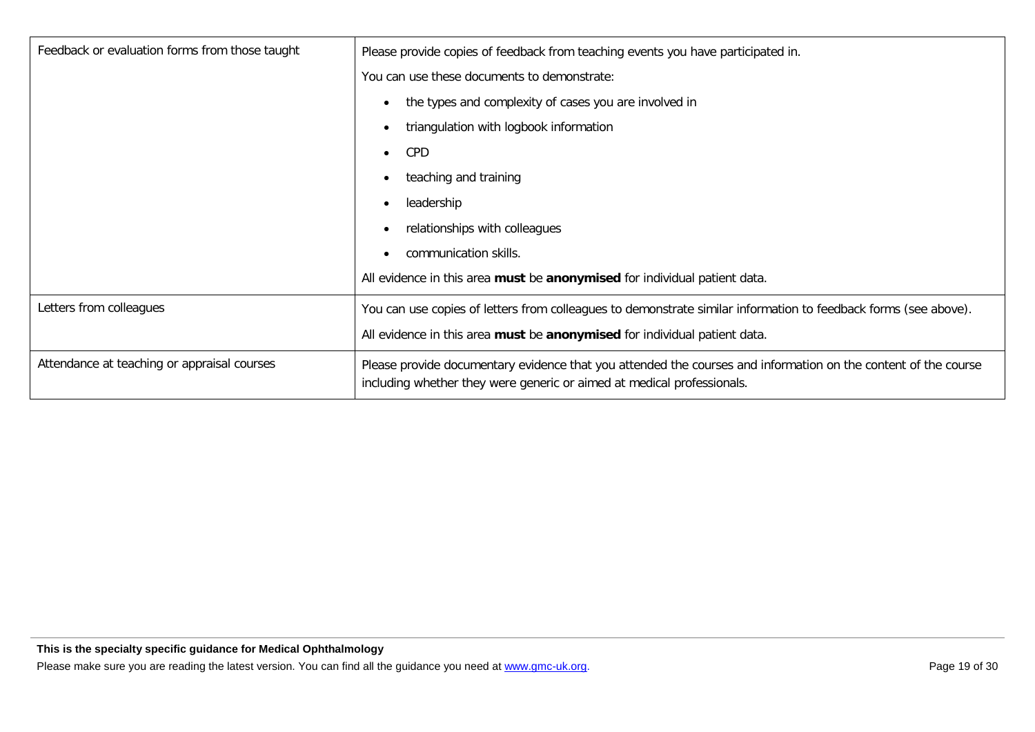| | |
|---|---|
| Feedback or evaluation forms from those taught | Please provide copies of feedback from teaching events you have participated in.<br><br>You can use these documents to demonstrate:<br><br>• the types and complexity of cases you are involved in<br>• triangulation with logbook information<br>• CPD<br>• teaching and training<br>• leadership<br>• relationships with colleagues<br>• communication skills.<br><br>All evidence in this area **must** be **anonymised** for individual patient data. |
| Letters from colleagues | You can use copies of letters from colleagues to demonstrate similar information to feedback forms (see above).<br><br>All evidence in this area **must** be **anonymised** for individual patient data. |
| Attendance at teaching or appraisal courses | Please provide documentary evidence that you attended the courses and information on the content of the course including whether they were generic or aimed at medical professionals. |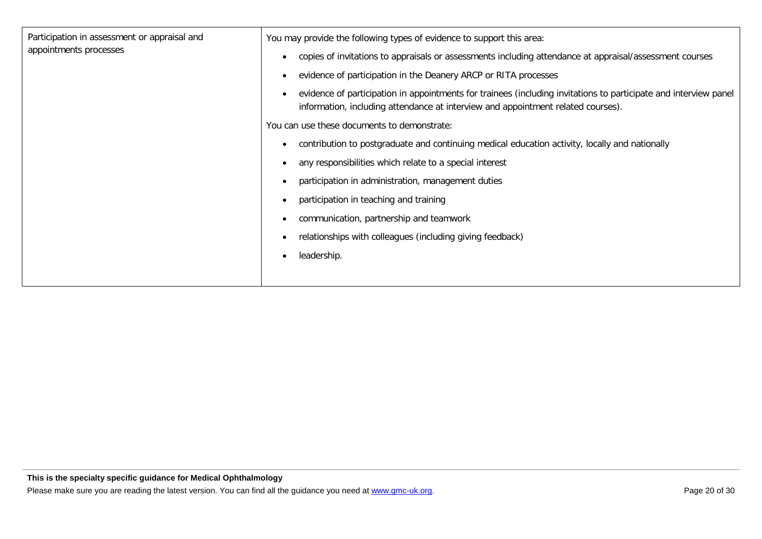| Participation in assessment or appraisal and appointments processes | You may provide the following types of evidence to support this area:<br><br>• copies of invitations to appraisals or assessments including attendance at appraisal/assessment courses<br>• evidence of participation in the Deanery ARCP or RITA processes<br>• evidence of participation in appointments for trainees (including invitations to participate and interview panel information, including attendance at interview and appointment related courses).<br><br>You can use these documents to demonstrate:<br><br>• contribution to postgraduate and continuing medical education activity, locally and nationally<br>• any responsibilities which relate to a special interest<br>• participation in administration, management duties<br>• participation in teaching and training<br>• communication, partnership and teamwork<br>• relationships with colleagues (including giving feedback)<br>• leadership. |
|---|---|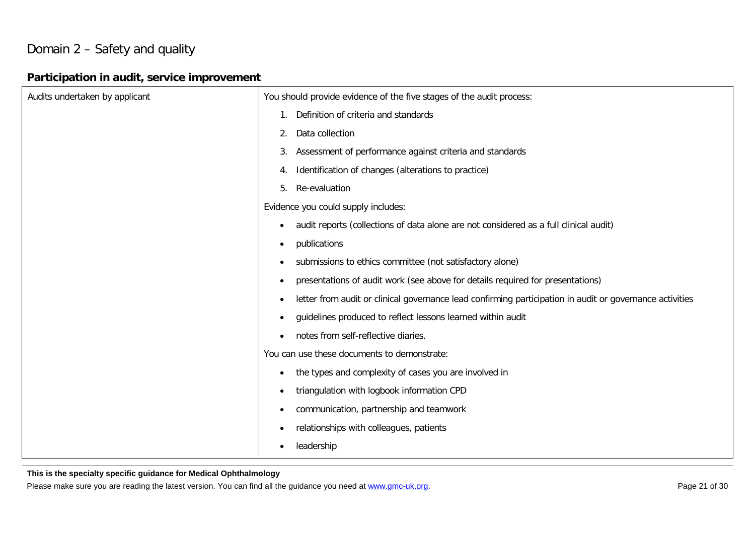# Domain 2 – Safety and quality

## Participation in audit, service improvement

| | |
|---|---|
| Audits undertaken by applicant | You should provide evidence of the five stages of the audit process:<br>1. Definition of criteria and standards<br>2. Data collection<br>3. Assessment of performance against criteria and standards<br>4. Identification of changes (alterations to practice)<br>5. Re-evaluation<br><br>Evidence you could supply includes:<br>• audit reports (collections of data alone are not considered as a full clinical audit)<br>• publications<br>• submissions to ethics committee (not satisfactory alone)<br>• presentations of audit work (see above for details required for presentations)<br>• letter from audit or clinical governance lead confirming participation in audit or governance activities<br>• guidelines produced to reflect lessons learned within audit<br>• notes from self-reflective diaries.<br><br>You can use these documents to demonstrate:<br>• the types and complexity of cases you are involved in<br>• triangulation with logbook information CPD<br>• communication, partnership and teamwork<br>• relationships with colleagues, patients<br>• leadership |

**This is the specialty specific guidance for Medical Ophthalmology**

Please make sure you are reading the latest version. You can find all the guidance you need at www.gmc-uk.org.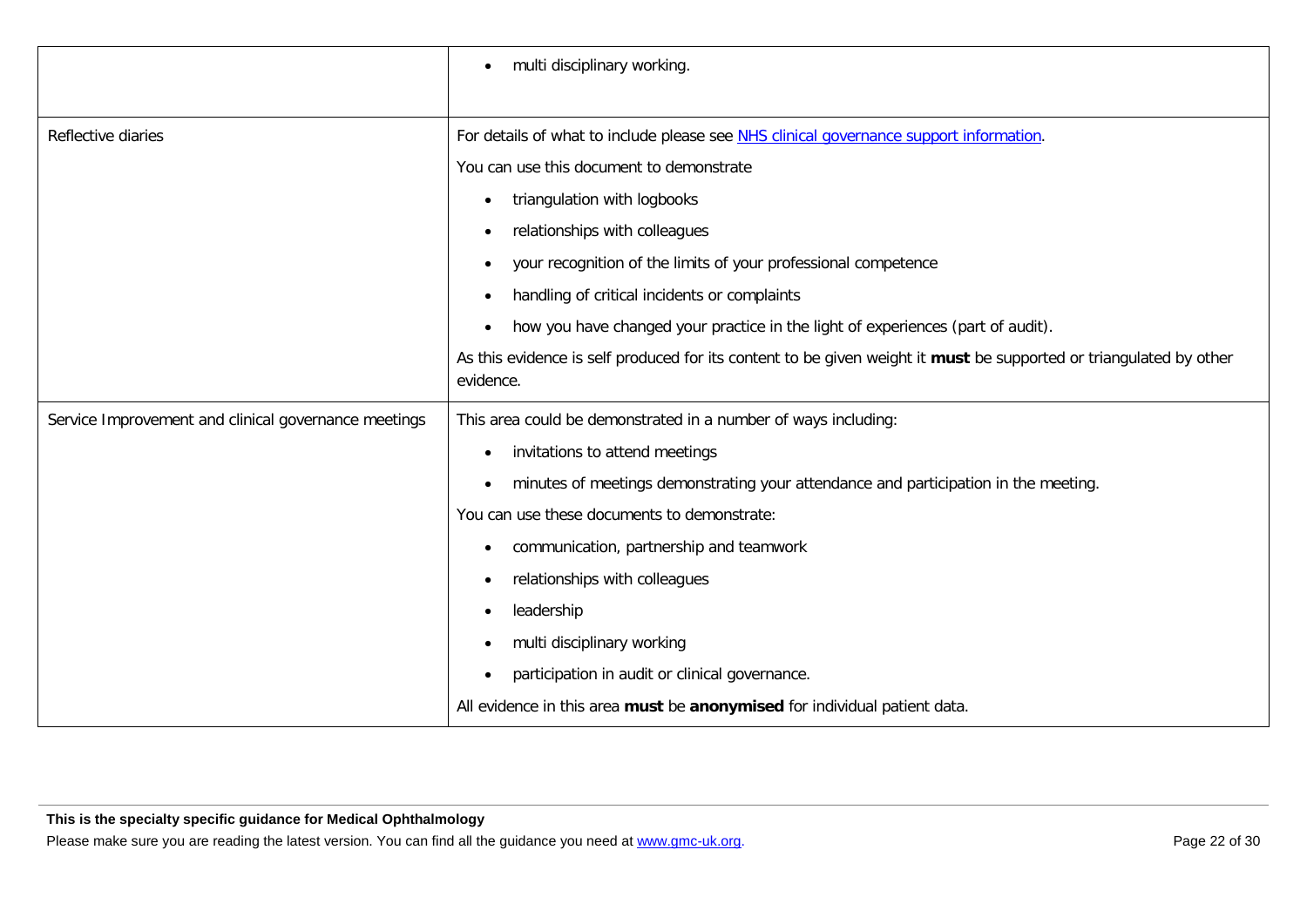| | |
|---|---|
| | • multi disciplinary working. |
| Reflective diaries | For details of what to include please see [NHS clinical governance support information](). <br><br> You can use this document to demonstrate <br><br> • triangulation with logbooks <br> • relationships with colleagues <br> • your recognition of the limits of your professional competence <br> • handling of critical incidents or complaints <br> • how you have changed your practice in the light of experiences (part of audit). <br><br> As this evidence is self produced for its content to be given weight it **must** be supported or triangulated by other evidence. |
| Service Improvement and clinical governance meetings | This area could be demonstrated in a number of ways including: <br><br> • invitations to attend meetings <br> • minutes of meetings demonstrating your attendance and participation in the meeting. <br><br> You can use these documents to demonstrate: <br><br> • communication, partnership and teamwork <br> • relationships with colleagues <br> • leadership <br> • multi disciplinary working <br> • participation in audit or clinical governance. <br><br> All evidence in this area **must** be **anonymised** for individual patient data. |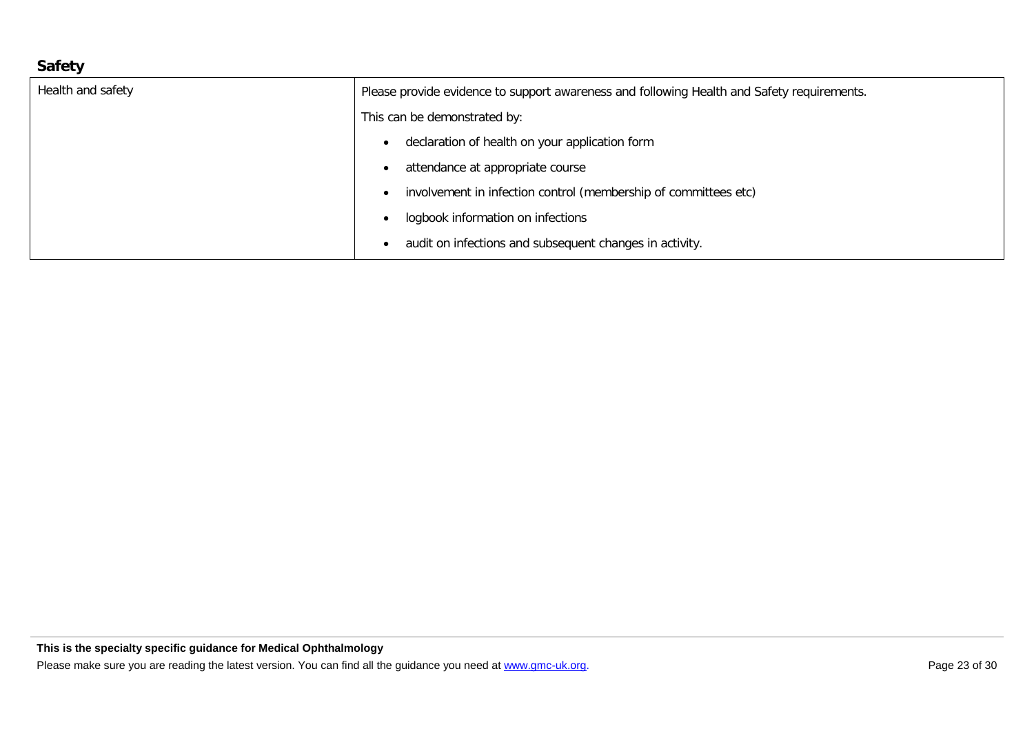## Safety

| Health and safety | Please provide evidence to support awareness and following Health and Safety requirements.<br><br>This can be demonstrated by:<br><br>• declaration of health on your application form<br>• attendance at appropriate course<br>• involvement in infection control (membership of committees etc)<br>• logbook information on infections<br>• audit on infections and subsequent changes in activity. |
|---|---|

**This is the specialty specific guidance for Medical Ophthalmology**

Please make sure you are reading the latest version. You can find all the guidance you need at www.gmc-uk.org.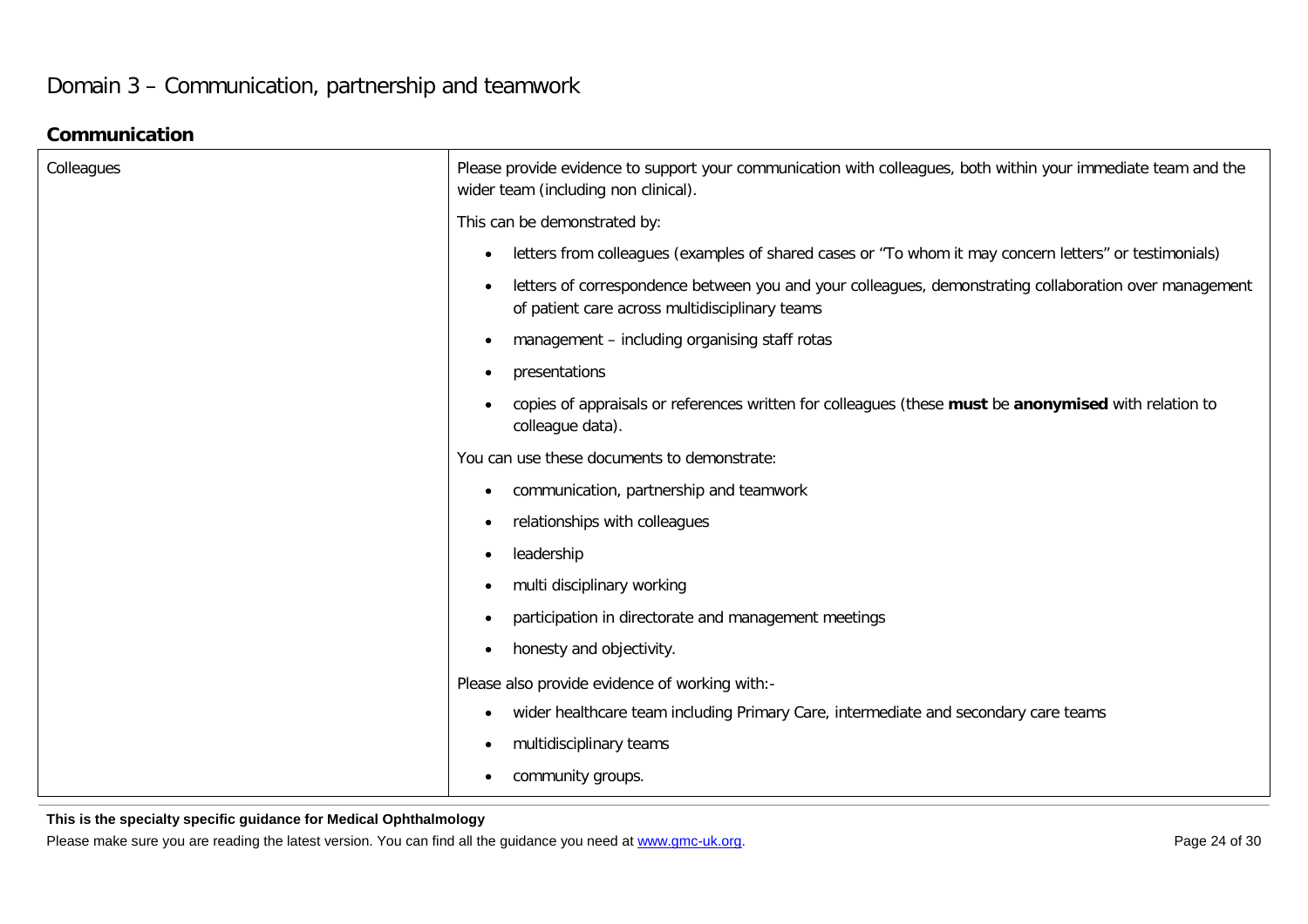# Domain 3 – Communication, partnership and teamwork

## Communication

| Colleagues | Please provide evidence to support your communication with colleagues, both within your immediate team and the wider team (including non clinical).<br><br>This can be demonstrated by:<br><br>• letters from colleagues (examples of shared cases or "To whom it may concern letters" or testimonials)<br>• letters of correspondence between you and your colleagues, demonstrating collaboration over management of patient care across multidisciplinary teams<br>• management – including organising staff rotas<br>• presentations<br>• copies of appraisals or references written for colleagues (these **must** be **anonymised** with relation to colleague data).<br><br>You can use these documents to demonstrate:<br><br>• communication, partnership and teamwork<br>• relationships with colleagues<br>• leadership<br>• multi disciplinary working<br>• participation in directorate and management meetings<br>• honesty and objectivity.<br><br>Please also provide evidence of working with:-<br><br>• wider healthcare team including Primary Care, intermediate and secondary care teams<br>• multidisciplinary teams<br>• community groups. |
|---|---|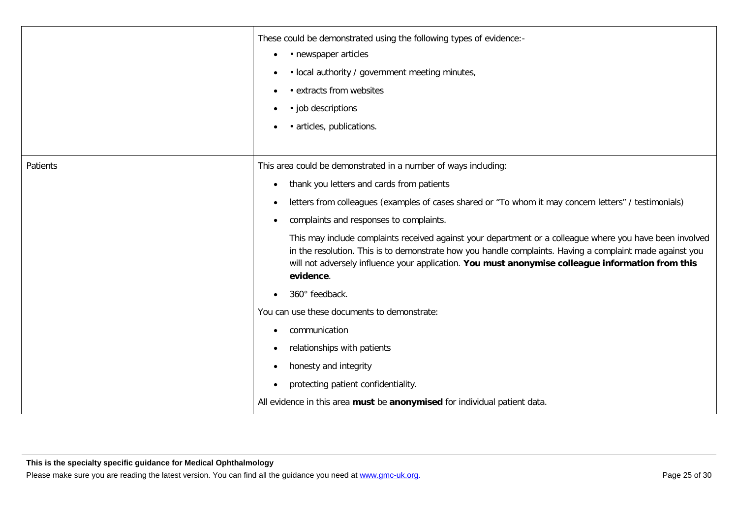| | |
|---|---|
| | These could be demonstrated using the following types of evidence:-<br>• • newspaper articles<br>• • local authority / government meeting minutes,<br>• • extracts from websites<br>• • job descriptions<br>• • articles, publications. |
| Patients | This area could be demonstrated in a number of ways including:<br>• thank you letters and cards from patients<br>• letters from colleagues (examples of cases shared or "To whom it may concern letters" / testimonials)<br>• complaints and responses to complaints.<br>This may include complaints received against your department or a colleague where you have been involved in the resolution. This is to demonstrate how you handle complaints. Having a complaint made against you will not adversely influence your application. **You must anonymise colleague information from this evidence**.<br>• 360° feedback.<br>You can use these documents to demonstrate:<br>• communication<br>• relationships with patients<br>• honesty and integrity<br>• protecting patient confidentiality.<br>All evidence in this area **must** be **anonymised** for individual patient data. |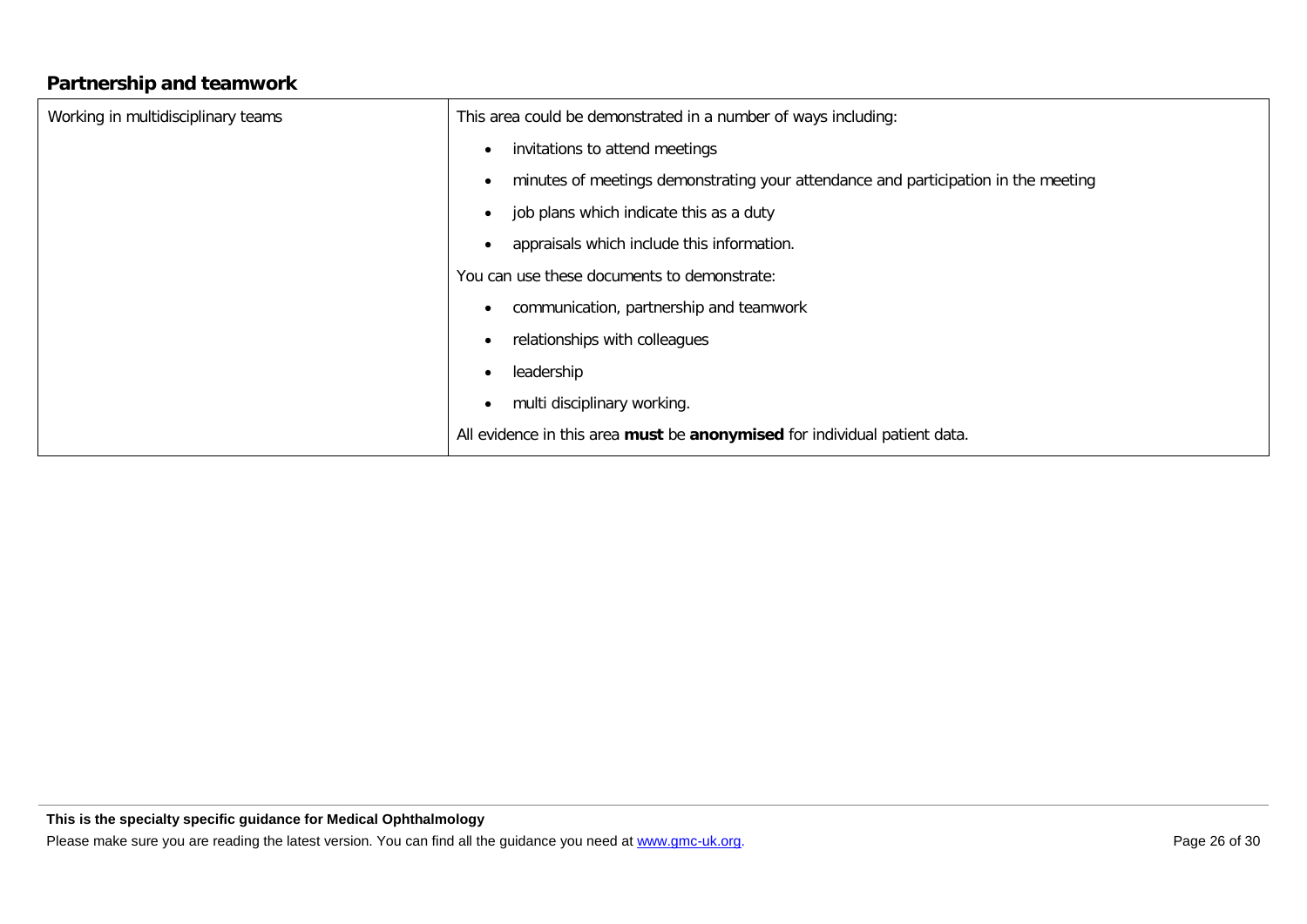## Partnership and teamwork

| | |
|---|---|
| Working in multidisciplinary teams | This area could be demonstrated in a number of ways including:<br>• invitations to attend meetings<br>• minutes of meetings demonstrating your attendance and participation in the meeting<br>• job plans which indicate this as a duty<br>• appraisals which include this information.<br>You can use these documents to demonstrate:<br>• communication, partnership and teamwork<br>• relationships with colleagues<br>• leadership<br>• multi disciplinary working.<br>All evidence in this area **must** be **anonymised** for individual patient data. |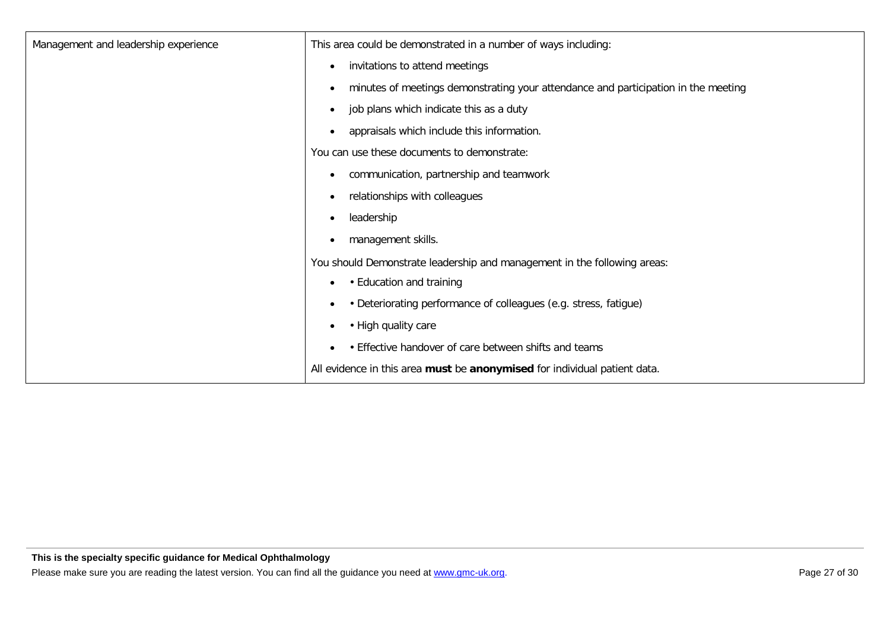| | |
|---|---|
| Management and leadership experience | This area could be demonstrated in a number of ways including:<br><ul><li>invitations to attend meetings</li><li>minutes of meetings demonstrating your attendance and participation in the meeting</li><li>job plans which indicate this as a duty</li><li>appraisals which include this information.</li></ul>You can use these documents to demonstrate:<br><ul><li>communication, partnership and teamwork</li><li>relationships with colleagues</li><li>leadership</li><li>management skills.</li></ul>You should Demonstrate leadership and management in the following areas:<br><ul><li>• Education and training</li><li>• Deteriorating performance of colleagues (e.g. stress, fatigue)</li><li>• High quality care</li><li>• Effective handover of care between shifts and teams</li></ul>All evidence in this area **must** be **anonymised** for individual patient data. |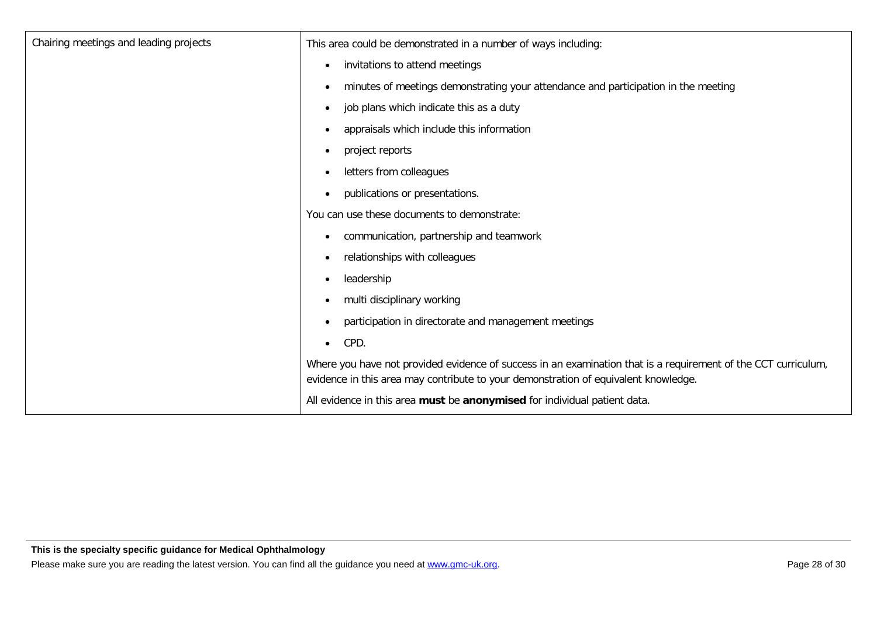| | |
|---|---|
| Chairing meetings and leading projects | This area could be demonstrated in a number of ways including:<br>• invitations to attend meetings<br>• minutes of meetings demonstrating your attendance and participation in the meeting<br>• job plans which indicate this as a duty<br>• appraisals which include this information<br>• project reports<br>• letters from colleagues<br>• publications or presentations.<br>You can use these documents to demonstrate:<br>• communication, partnership and teamwork<br>• relationships with colleagues<br>• leadership<br>• multi disciplinary working<br>• participation in directorate and management meetings<br>• CPD.<br>Where you have not provided evidence of success in an examination that is a requirement of the CCT curriculum, evidence in this area may contribute to your demonstration of equivalent knowledge.<br>All evidence in this area **must** be **anonymised** for individual patient data. |

**This is the specialty specific guidance for Medical Ophthalmology**

Please make sure you are reading the latest version. You can find all the guidance you need at www.gmc-uk.org.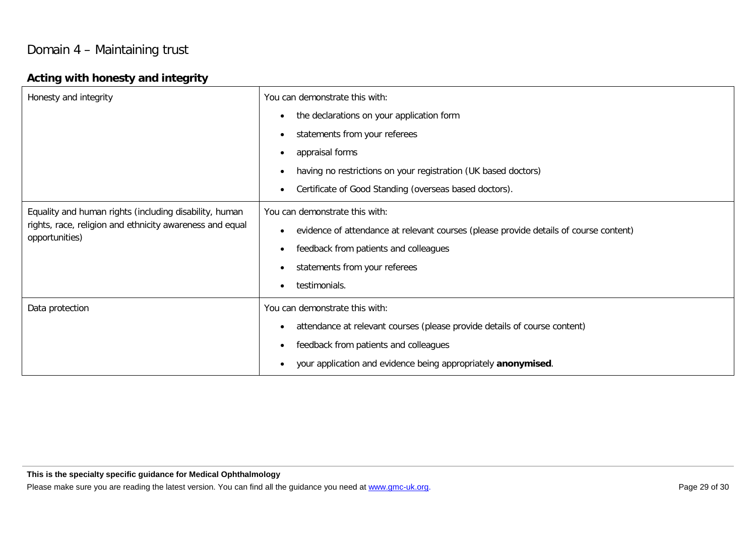# Domain 4 – Maintaining trust

## Acting with honesty and integrity

| | |
|---|---|
| Honesty and integrity | You can demonstrate this with:<br>• the declarations on your application form<br>• statements from your referees<br>• appraisal forms<br>• having no restrictions on your registration (UK based doctors)<br>• Certificate of Good Standing (overseas based doctors). |
| Equality and human rights (including disability, human rights, race, religion and ethnicity awareness and equal opportunities) | You can demonstrate this with:<br>• evidence of attendance at relevant courses (please provide details of course content)<br>• feedback from patients and colleagues<br>• statements from your referees<br>• testimonials. |
| Data protection | You can demonstrate this with:<br>• attendance at relevant courses (please provide details of course content)<br>• feedback from patients and colleagues<br>• your application and evidence being appropriately **anonymised**. |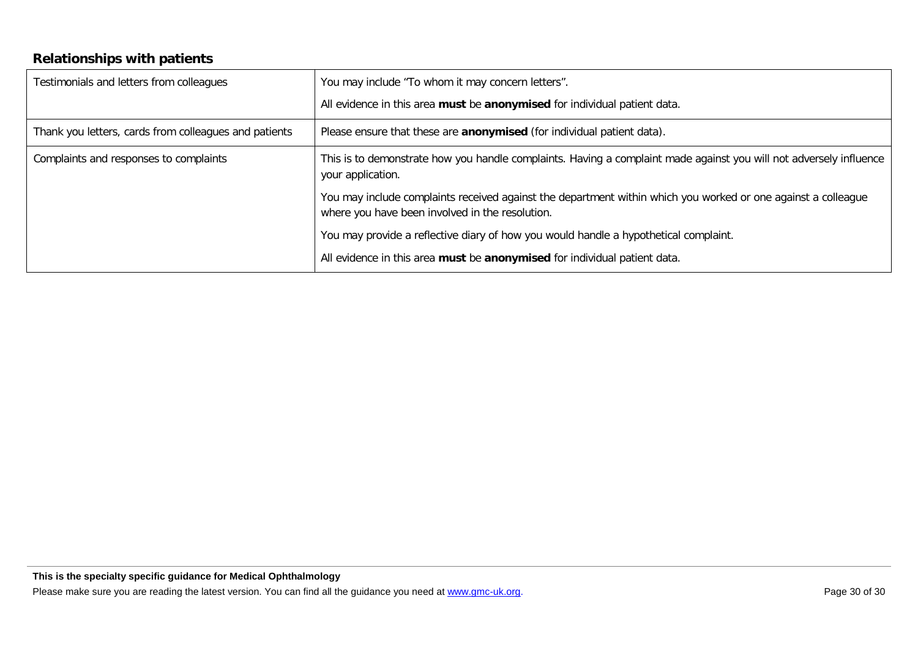## Relationships with patients

| | |
|---|---|
| Testimonials and letters from colleagues | You may include "To whom it may concern letters".<br><br>All evidence in this area **must** be **anonymised** for individual patient data. |
| Thank you letters, cards from colleagues and patients | Please ensure that these are **anonymised** (for individual patient data). |
| Complaints and responses to complaints | This is to demonstrate how you handle complaints. Having a complaint made against you will not adversely influence your application.<br><br>You may include complaints received against the department within which you worked or one against a colleague where you have been involved in the resolution.<br><br>You may provide a reflective diary of how you would handle a hypothetical complaint.<br><br>All evidence in this area **must** be **anonymised** for individual patient data. |